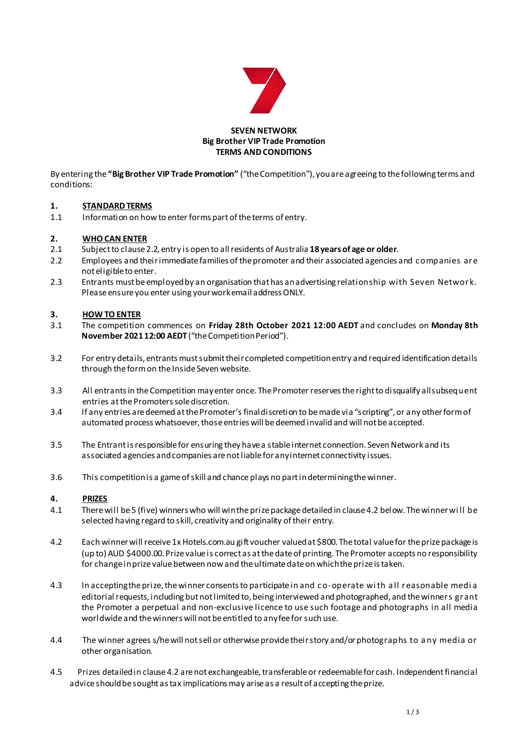**SEVEN NETWORK**
**Big Brother VIP Trade Promotion**
**TERMS AND CONDITIONS**

By entering the **"Big Brother VIP Trade Promotion"** ("the Competition"), you are agreeing to the following terms and conditions:

## 1. STANDARD TERMS

1.1 Information on how to enter forms part of the terms of entry.

## 2. WHO CAN ENTER

2.1 Subject to clause 2.2, entry is open to all residents of Australia **18 years of age or older**.

2.2 Employees and their immediate families of the promoter and their associated agencies and companies are not eligible to enter.

2.3 Entrants must be employed by an organisation that has an advertising relationship with Seven Network. Please ensure you enter using your work email address ONLY.

## 3. HOW TO ENTER

3.1 The competition commences on **Friday 28th October 2021 12:00 AEDT** and concludes on **Monday 8th November 2021 12:00 AEDT** ("the Competition Period").

3.2 For entry details, entrants must submit their completed competition entry and required identification details through the form on the Inside Seven website.

3.3 All entrants in the Competition may enter once. The Promoter reserves the right to disqualify all subsequent entries at the Promoters sole discretion.

3.4 If any entries are deemed at the Promoter's final discretion to be made via "scripting", or any other form of automated process whatsoever, those entries will be deemed invalid and will not be accepted.

3.5 The Entrant is responsible for ensuring they have a stable internet connection. Seven Network and its associated agencies and companies are not liable for any internet connectivity issues.

3.6 This competition is a game of skill and chance plays no part in determining the winner.

## 4. PRIZES

4.1 There will be 5 (five) winners who will win the prize package detailed in clause 4.2 below. The winner will be selected having regard to skill, creativity and originality of their entry.

4.2 Each winner will receive 1x Hotels.com.au gift voucher valued at $800. The total value for the prize package is (up to) AUD $4000.00. Prize value is correct as at the date of printing. The Promoter accepts no responsibility for change in prize value between now and the ultimate date on which the prize is taken.

4.3 In accepting the prize, the winner consents to participate in and co-operate with all reasonable media editorial requests, including but not limited to, being interviewed and photographed, and the winners grant the Promoter a perpetual and non-exclusive licence to use such footage and photographs in all media worldwide and the winners will not be entitled to any fee for such use.

4.4 The winner agrees s/he will not sell or otherwise provide their story and/or photographs to any media or other organisation.

4.5 Prizes detailed in clause 4.2 are not exchangeable, transferable or redeemable for cash. Independent financial advice should be sought as tax implications may arise as a result of accepting the prize.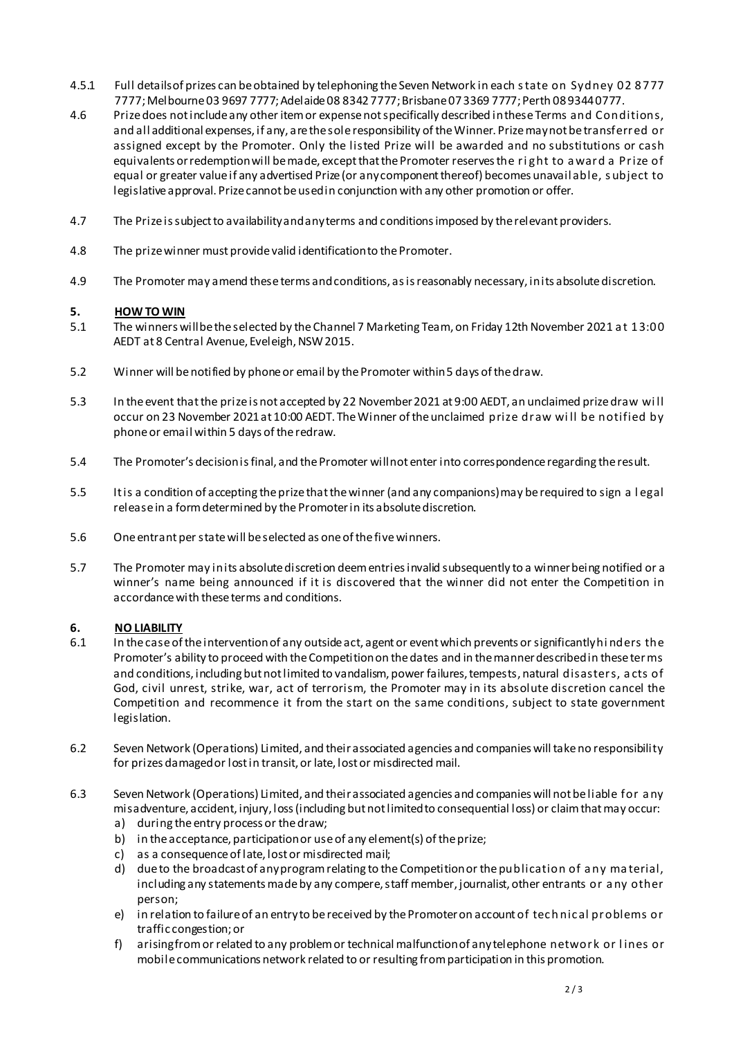4.5.1 Full details of prizes can be obtained by telephoning the Seven Network in each state on Sydney 02 8777 7777; Melbourne 03 9697 7777; Adelaide 08 8342 7777; Brisbane 07 3369 7777; Perth 08 9344 0777.

4.6 Prize does not include any other item or expense not specifically described in these Terms and Conditions, and all additional expenses, if any, are the sole responsibility of the Winner. Prize may not be transferred or assigned except by the Promoter. Only the listed Prize will be awarded and no substitutions or cash equivalents or redemption will be made, except that the Promoter reserves the right to award a Prize of equal or greater value if any advertised Prize (or any component thereof) becomes unavailable, subject to legislative approval. Prize cannot be used in conjunction with any other promotion or offer.

4.7 The Prize is subject to availability and any terms and conditions imposed by the relevant providers.

4.8 The prize winner must provide valid identification to the Promoter.

4.9 The Promoter may amend these terms and conditions, as is reasonably necessary, in its absolute discretion.

## 5. HOW TO WIN

5.1 The winners will be the selected by the Channel 7 Marketing Team, on Friday 12th November 2021 at 13:00 AEDT at 8 Central Avenue, Eveleigh, NSW 2015.

5.2 Winner will be notified by phone or email by the Promoter within 5 days of the draw.

5.3 In the event that the prize is not accepted by 22 November 2021 at 9:00 AEDT, an unclaimed prize draw will occur on 23 November 2021 at 10:00 AEDT. The Winner of the unclaimed prize draw will be notified by phone or email within 5 days of the redraw.

5.4 The Promoter's decision is final, and the Promoter will not enter into correspondence regarding the result.

5.5 It is a condition of accepting the prize that the winner (and any companions) may be required to sign a legal release in a form determined by the Promoter in its absolute discretion.

5.6 One entrant per state will be selected as one of the five winners.

5.7 The Promoter may in its absolute discretion deem entries invalid subsequently to a winner being notified or a winner's name being announced if it is discovered that the winner did not enter the Competition in accordance with these terms and conditions.

## 6. NO LIABILITY

6.1 In the case of the intervention of any outside act, agent or event which prevents or significantly hinders the Promoter's ability to proceed with the Competition on the dates and in the manner described in these terms and conditions, including but not limited to vandalism, power failures, tempests, natural disasters, acts of God, civil unrest, strike, war, act of terrorism, the Promoter may in its absolute discretion cancel the Competition and recommence it from the start on the same conditions, subject to state government legislation.

6.2 Seven Network (Operations) Limited, and their associated agencies and companies will take no responsibility for prizes damaged or lost in transit, or late, lost or misdirected mail.

6.3 Seven Network (Operations) Limited, and their associated agencies and companies will not be liable for any misadventure, accident, injury, loss (including but not limited to consequential loss) or claim that may occur:

a) during the entry process or the draw;
b) in the acceptance, participation or use of any element(s) of the prize;
c) as a consequence of late, lost or misdirected mail;
d) due to the broadcast of any program relating to the Competition or the publication of any material, including any statements made by any compere, staff member, journalist, other entrants or any other person;
e) in relation to failure of an entry to be received by the Promoter on account of technical problems or traffic congestion; or
f) arising from or related to any problem or technical malfunction of any telephone network or lines or mobile communications network related to or resulting from participation in this promotion.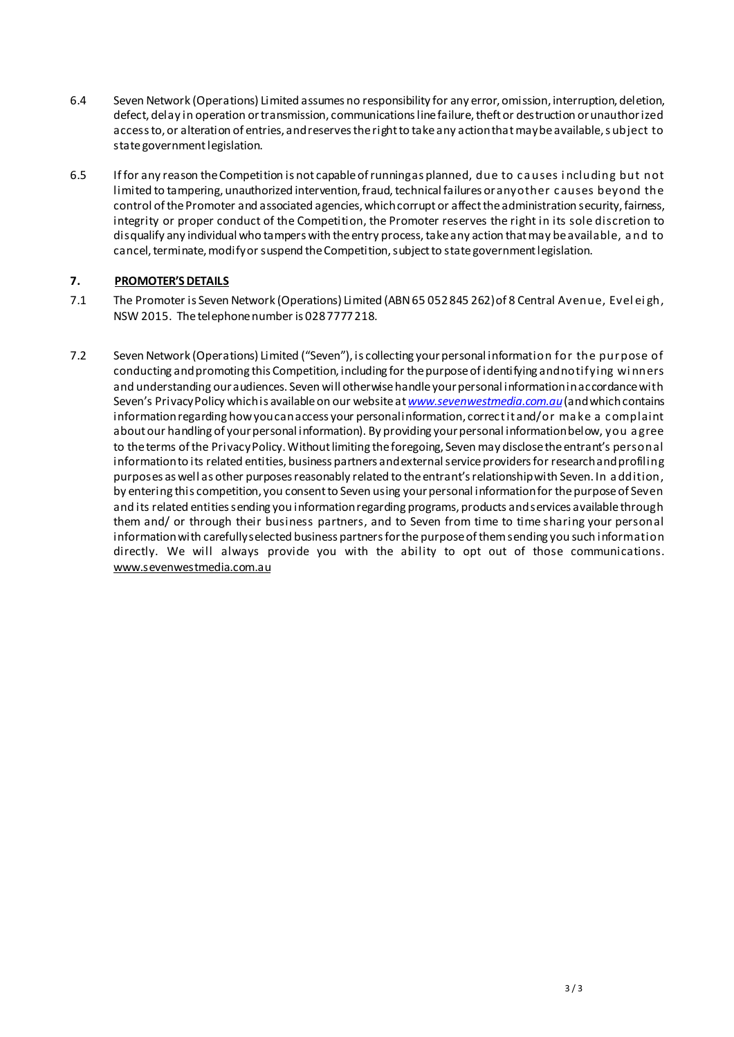6.4 Seven Network (Operations) Limited assumes no responsibility for any error, omission, interruption, deletion, defect, delay in operation or transmission, communications line failure, theft or destruction or unauthorized access to, or alteration of entries, and reserves the right to take any action that may be available, subject to state government legislation.

6.5 If for any reason the Competition is not capable of running as planned, due to causes including but not limited to tampering, unauthorized intervention, fraud, technical failures or any other causes beyond the control of the Promoter and associated agencies, which corrupt or affect the administration security, fairness, integrity or proper conduct of the Competition, the Promoter reserves the right in its sole discretion to disqualify any individual who tampers with the entry process, take any action that may be available, and to cancel, terminate, modify or suspend the Competition, subject to state government legislation.

## 7. PROMOTER'S DETAILS

7.1 The Promoter is Seven Network (Operations) Limited (ABN 65 052 845 262) of 8 Central Avenue, Eveleigh, NSW 2015. The telephone number is 02 8777 7218.

7.2 Seven Network (Operations) Limited ("Seven"), is collecting your personal information for the purpose of conducting and promoting this Competition, including for the purpose of identifying and notifying winners and understanding our audiences. Seven will otherwise handle your personal information in accordance with Seven's Privacy Policy which is available on our website at *www.sevenwestmedia.com.au* (and which contains information regarding how you can access your personal information, correct it and/or make a complaint about our handling of your personal information). By providing your personal information below, you agree to the terms of the Privacy Policy. Without limiting the foregoing, Seven may disclose the entrant's personal information to its related entities, business partners and external service providers for research and profiling purposes as well as other purposes reasonably related to the entrant's relationship with Seven. In addition, by entering this competition, you consent to Seven using your personal information for the purpose of Seven and its related entities sending you information regarding programs, products and services available through them and/ or through their business partners, and to Seven from time to time sharing your personal information with carefully selected business partners for the purpose of them sending you such information directly. We will always provide you with the ability to opt out of those communications. www.sevenwestmedia.com.au